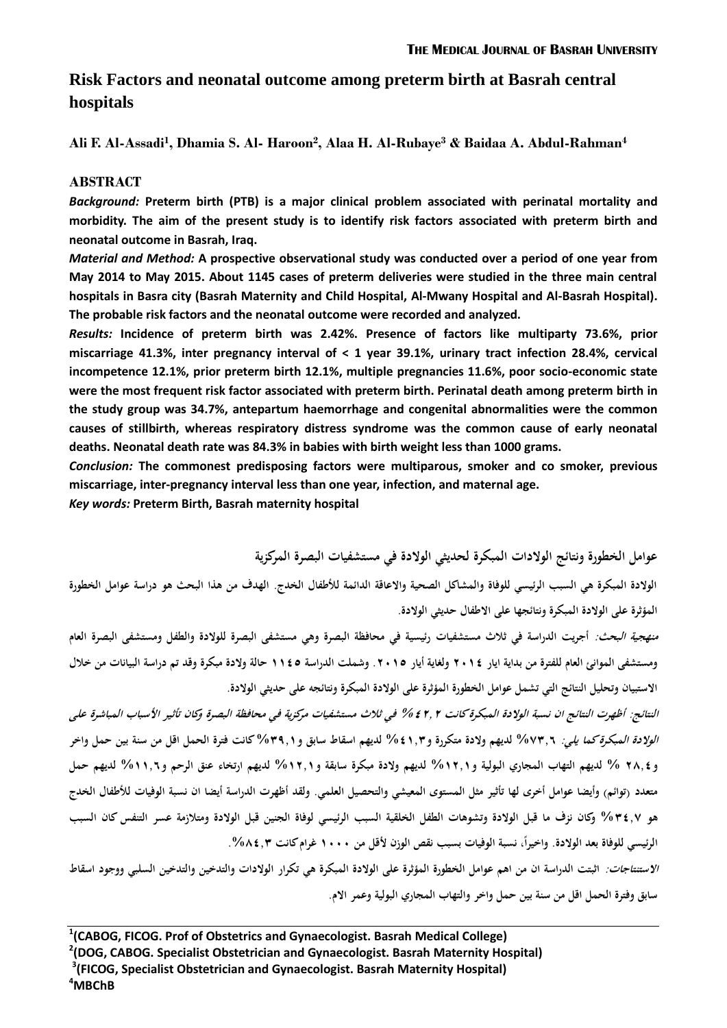# Risk Factors and neonatal outcome among preterm birth at Basrah central hospitals

**Ali F. Al-Assadi[1], Dhamia S. Al- Haroon[2], Alaa H. Al-Rubaye[3] & Baidaa A. Abdul-Rahman[4]**

## ABSTRACT

***Background:*** **Preterm birth (PTB) is a major clinical problem associated with perinatal mortality and morbidity. The aim of the present study is to identify risk factors associated with preterm birth and neonatal outcome in Basrah, Iraq.**

***Material and Method:*** **A prospective observational study was conducted over a period of one year from May 2014 to May 2015. About 1145 cases of preterm deliveries were studied in the three main central hospitals in Basra city (Basrah Maternity and Child Hospital, Al-Mwany Hospital and Al-Basrah Hospital). The probable risk factors and the neonatal outcome were recorded and analyzed.**

***Results:*** **Incidence of preterm birth was 2.42%. Presence of factors like multiparty 73.6%, prior miscarriage 41.3%, inter pregnancy interval of < 1 year 39.1%, urinary tract infection 28.4%, cervical incompetence 12.1%, prior preterm birth 12.1%, multiple pregnancies 11.6%, poor socio-economic state were the most frequent risk factor associated with preterm birth. Perinatal death among preterm birth in the study group was 34.7%, antepartum haemorrhage and congenital abnormalities were the common causes of stillbirth, whereas respiratory distress syndrome was the common cause of early neonatal deaths. Neonatal death rate was 84.3% in babies with birth weight less than 1000 grams.**

***Conclusion:*** **The commonest predisposing factors were multiparous, smoker and co smoker, previous miscarriage, inter-pregnancy interval less than one year, infection, and maternal age.**

***Key words:*** **Preterm Birth, Basrah maternity hospital**

## عوامل الخطورة ونتائج الولادات المبكرة لحديثي الولادة في مستشفيات البصرة المركزية

**الولادة المبكرة هي السبب الرئيسي للوفاة والمشاكل الصحية والاعاقة الدائمة للأطفال الخدج. الهدف من هذا البحث هو دراسة عوامل الخطورة المؤثرة على الولادة المبكرة ونتائجها على الاطفال حديثي الولادة.**

***منهجية البحث:*** **أجريت الدراسة في ثلاث مستشفيات رئيسية في محافظة البصرة وهي مستشفى البصرة للولادة والطفل ومستشفى البصرة العام ومستشفى الموانئ العام للفترة من بداية ايار ٢٠١٤ ولغاية أيار ٢٠١٥. وشملت الدراسة ١١٤٥ حالة ولادة مبكرة وقد تم دراسة البيانات من خلال الاستبيان وتحليل النتائج التي تشمل عوامل الخطورة المؤثرة على الولادة المبكرة ونتائجه على حديثي الولادة.**

***النتائج: أظهرت النتائج ان نسبة الولادة المبكرة كانت ٢,٤٢% في ثلاث مستشفيات مركزية في محافظة البصرة وكان تأثير الأسباب المباشرة على الولادة المبكرة كما يلي:*** **٧٣,٦% لديهم ولادة متكررة و٤١,٣% لديهم اسقاط سابق و٣٩,١% كانت فترة الحمل اقل من سنة بين حمل واخر و٢٨,٤ % لديهم التهاب المجاري البولية و١٢,١% لديهم ولادة مبكرة سابقة و١٢,١% لديهم ارتخاء عنق الرحم و١١,٦% لديهم حمل متعدد (توائم) وأيضا عوامل أخرى لها تأثير مثل المستوى المعيشي والتحصيل العلمي. ولقد أظهرت الدراسة أيضا ان نسبة الوفيات للأطفال الخدج هو ٣٤,٧% وكان نزف ما قبل الولادة وتشوهات الطفل الخلقية السبب الرئيسي لوفاة الجنين قبل الولادة ومتلازمة عسر التنفس كان السبب الرئيسي للوفاة بعد الولادة. واخيراً، نسبة الوفيات بسبب نقص الوزن لأقل من ١٠٠٠ غرام كانت ٨٤,٣%.**

***الاستنتاجات:*** **اثبتت الدراسة ان من اهم عوامل الخطورة المؤثرة على الولادة المبكرة هي تكرار الولادات والتدخين والتدخين السلبي ووجود اسقاط سابق وفترة الحمل اقل من سنة بين حمل واخر والتهاب المجاري البولية وعمر الام.**

---

[1](CABOG, FICOG. Prof of Obstetrics and Gynaecologist. Basrah Medical College)
[2](DOG, CABOG. Specialist Obstetrician and Gynaecologist. Basrah Maternity Hospital)
[3](FICOG, Specialist Obstetrician and Gynaecologist. Basrah Maternity Hospital)
[4]MBChB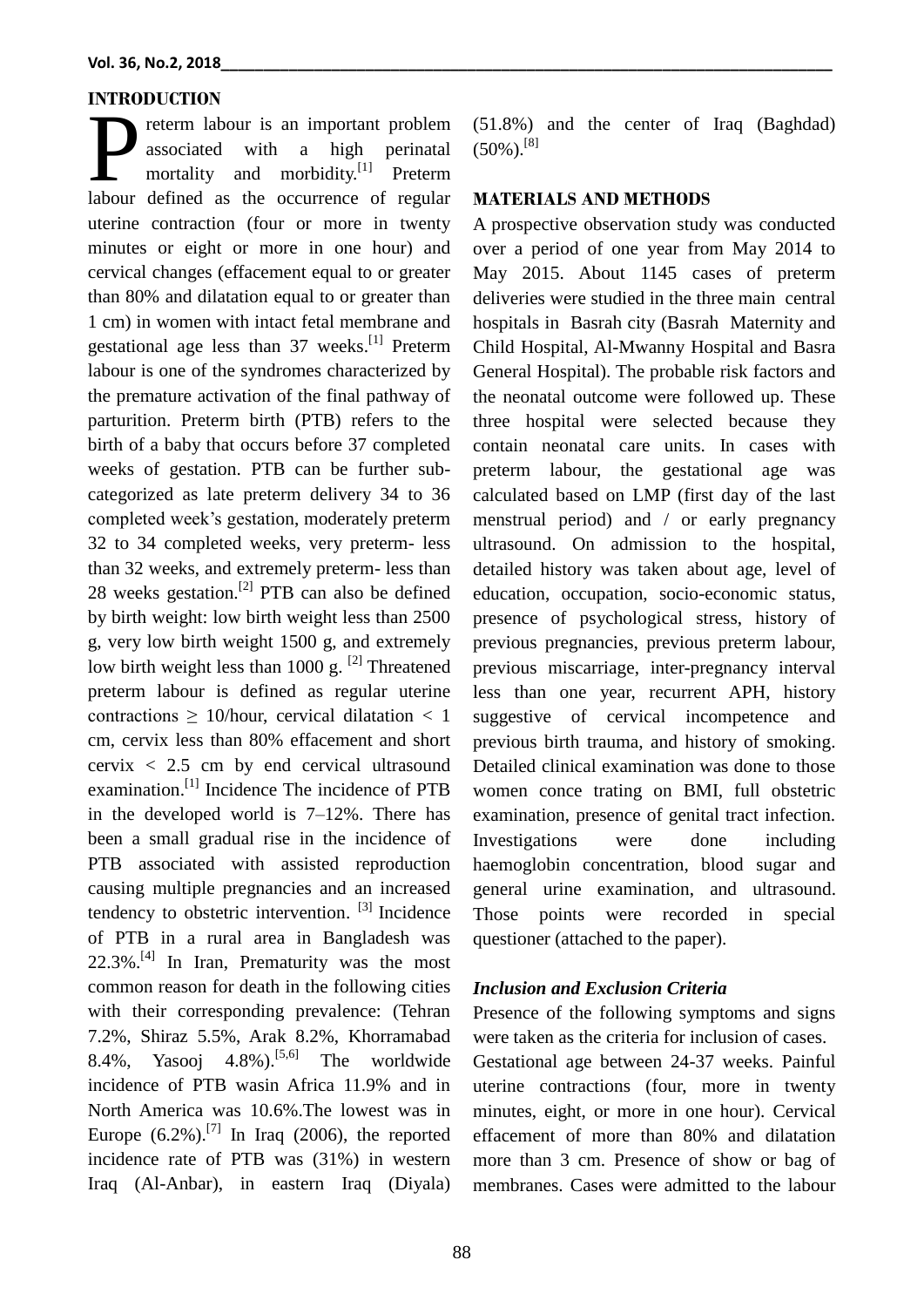## INTRODUCTION

Preterm labour is an important problem associated with a high perinatal mortality and morbidity.[1] Preterm labour defined as the occurrence of regular uterine contraction (four or more in twenty minutes or eight or more in one hour) and cervical changes (effacement equal to or greater than 80% and dilatation equal to or greater than 1 cm) in women with intact fetal membrane and gestational age less than 37 weeks.[1] Preterm labour is one of the syndromes characterized by the premature activation of the final pathway of parturition. Preterm birth (PTB) refers to the birth of a baby that occurs before 37 completed weeks of gestation. PTB can be further sub-categorized as late preterm delivery 34 to 36 completed week's gestation, moderately preterm 32 to 34 completed weeks, very preterm- less than 32 weeks, and extremely preterm- less than 28 weeks gestation.[2] PTB can also be defined by birth weight: low birth weight less than 2500 g, very low birth weight 1500 g, and extremely low birth weight less than 1000 g. [2] Threatened preterm labour is defined as regular uterine contractions $\geq$ 10/hour, cervical dilatation < 1 cm, cervix less than 80% effacement and short cervix < 2.5 cm by end cervical ultrasound examination.[1] Incidence The incidence of PTB in the developed world is 7–12%. There has been a small gradual rise in the incidence of PTB associated with assisted reproduction causing multiple pregnancies and an increased tendency to obstetric intervention. [3] Incidence of PTB in a rural area in Bangladesh was 22.3%.[4] In Iran, Prematurity was the most common reason for death in the following cities with their corresponding prevalence: (Tehran 7.2%, Shiraz 5.5%, Arak 8.2%, Khorramabad 8.4%, Yasooj 4.8%).[5,6] The worldwide incidence of PTB wasin Africa 11.9% and in North America was 10.6%.The lowest was in Europe (6.2%).[7] In Iraq (2006), the reported incidence rate of PTB was (31%) in western Iraq (Al-Anbar), in eastern Iraq (Diyala) (51.8%) and the center of Iraq (Baghdad) (50%).[8]

## MATERIALS AND METHODS

A prospective observation study was conducted over a period of one year from May 2014 to May 2015. About 1145 cases of preterm deliveries were studied in the three main central hospitals in Basrah city (Basrah Maternity and Child Hospital, Al-Mwanny Hospital and Basra General Hospital). The probable risk factors and the neonatal outcome were followed up. These three hospital were selected because they contain neonatal care units. In cases with preterm labour, the gestational age was calculated based on LMP (first day of the last menstrual period) and / or early pregnancy ultrasound. On admission to the hospital, detailed history was taken about age, level of education, occupation, socio-economic status, presence of psychological stress, history of previous pregnancies, previous preterm labour, previous miscarriage, inter-pregnancy interval less than one year, recurrent APH, history suggestive of cervical incompetence and previous birth trauma, and history of smoking. Detailed clinical examination was done to those women conce trating on BMI, full obstetric examination, presence of genital tract infection. Investigations were done including haemoglobin concentration, blood sugar and general urine examination, and ultrasound. Those points were recorded in special questioner (attached to the paper).

### *Inclusion and Exclusion Criteria*

Presence of the following symptoms and signs were taken as the criteria for inclusion of cases.

Gestational age between 24-37 weeks. Painful uterine contractions (four, more in twenty minutes, eight, or more in one hour). Cervical effacement of more than 80% and dilatation more than 3 cm. Presence of show or bag of membranes. Cases were admitted to the labour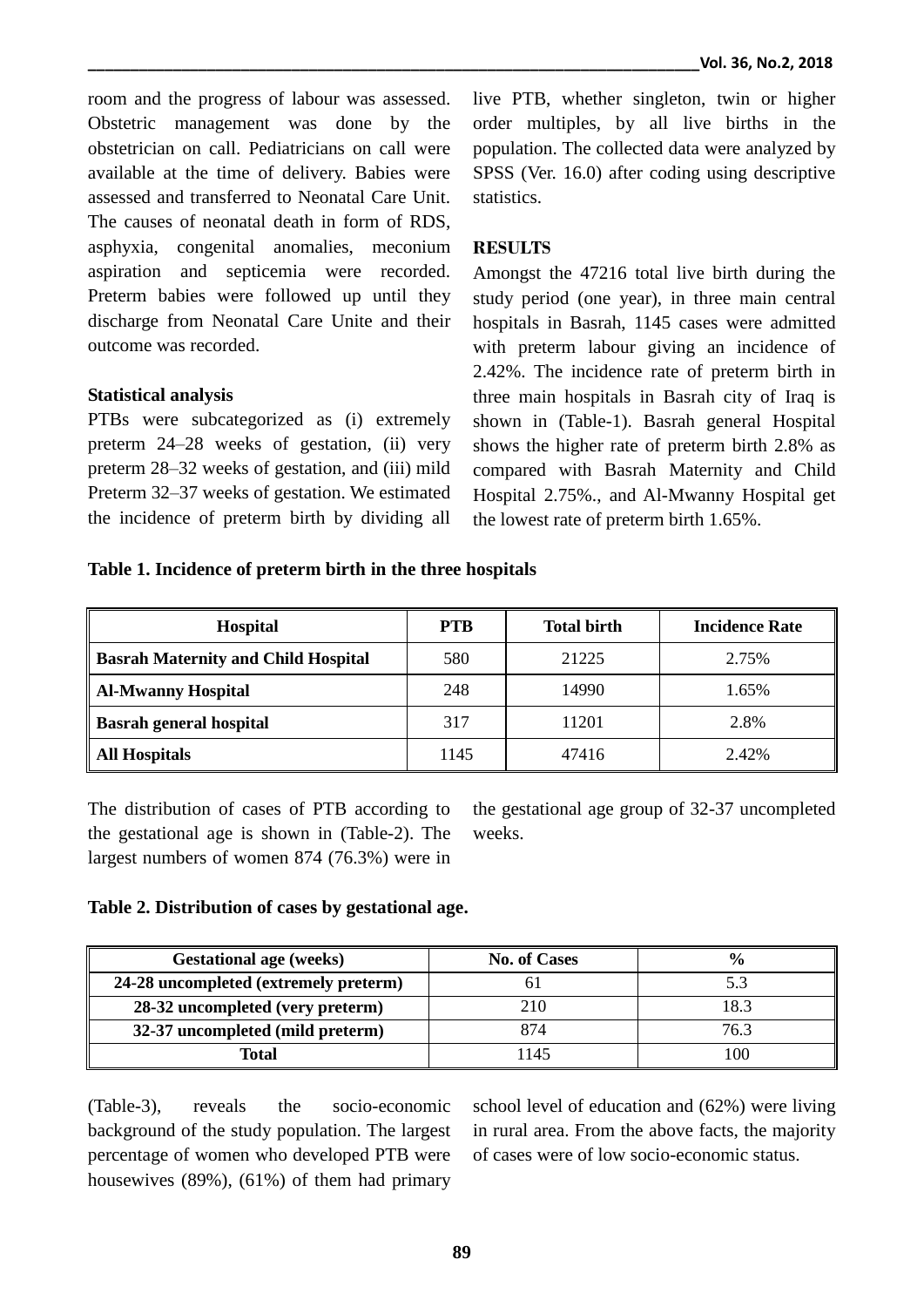room and the progress of labour was assessed. Obstetric management was done by the obstetrician on call. Pediatricians on call were available at the time of delivery. Babies were assessed and transferred to Neonatal Care Unit. The causes of neonatal death in form of RDS, asphyxia, congenital anomalies, meconium aspiration and septicemia were recorded. Preterm babies were followed up until they discharge from Neonatal Care Unite and their outcome was recorded.

**Statistical analysis**

PTBs were subcategorized as (i) extremely preterm 24–28 weeks of gestation, (ii) very preterm 28–32 weeks of gestation, and (iii) mild Preterm 32–37 weeks of gestation. We estimated the incidence of preterm birth by dividing all live PTB, whether singleton, twin or higher order multiples, by all live births in the population. The collected data were analyzed by SPSS (Ver. 16.0) after coding using descriptive statistics.

## RESULTS

Amongst the 47216 total live birth during the study period (one year), in three main central hospitals in Basrah, 1145 cases were admitted with preterm labour giving an incidence of 2.42%. The incidence rate of preterm birth in three main hospitals in Basrah city of Iraq is shown in (Table-1). Basrah general Hospital shows the higher rate of preterm birth 2.8% as compared with Basrah Maternity and Child Hospital 2.75%., and Al-Mwanny Hospital get the lowest rate of preterm birth 1.65%.

**Table 1. Incidence of preterm birth in the three hospitals**

| Hospital | PTB | Total birth | Incidence Rate |
|---|---|---|---|
| **Basrah Maternity and Child Hospital** | 580 | 21225 | 2.75% |
| **Al-Mwanny Hospital** | 248 | 14990 | 1.65% |
| **Basrah general hospital** | 317 | 11201 | 2.8% |
| **All Hospitals** | 1145 | 47416 | 2.42% |

The distribution of cases of PTB according to the gestational age is shown in (Table-2). The largest numbers of women 874 (76.3%) were in the gestational age group of 32-37 uncompleted weeks.

**Table 2. Distribution of cases by gestational age.**

| Gestational age (weeks) | No. of Cases | % |
|---|---|---|
| **24-28 uncompleted (extremely preterm)** | 61 | 5.3 |
| **28-32 uncompleted (very preterm)** | 210 | 18.3 |
| **32-37 uncompleted (mild preterm)** | 874 | 76.3 |
| **Total** | 1145 | 100 |

(Table-3), reveals the socio-economic background of the study population. The largest percentage of women who developed PTB were housewives (89%), (61%) of them had primary school level of education and (62%) were living in rural area. From the above facts, the majority of cases were of low socio-economic status.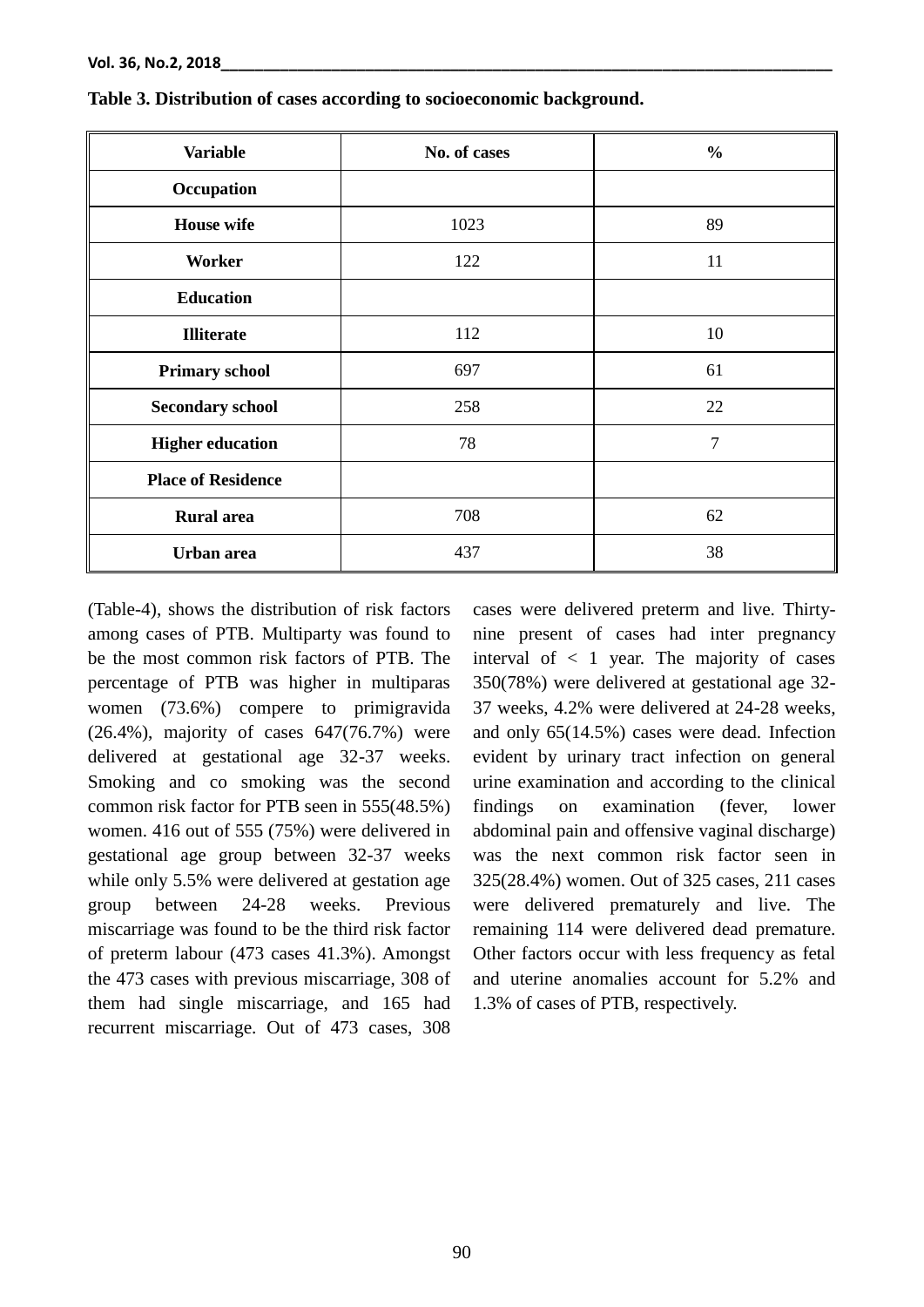**Table 3. Distribution of cases according to socioeconomic background.**

| Variable | No. of cases | % |
|---|---|---|
| **Occupation** | | |
| **House wife** | 1023 | 89 |
| **Worker** | 122 | 11 |
| **Education** | | |
| **Illiterate** | 112 | 10 |
| **Primary school** | 697 | 61 |
| **Secondary school** | 258 | 22 |
| **Higher education** | 78 | 7 |
| **Place of Residence** | | |
| **Rural area** | 708 | 62 |
| **Urban area** | 437 | 38 |

(Table-4), shows the distribution of risk factors among cases of PTB. Multiparty was found to be the most common risk factors of PTB. The percentage of PTB was higher in multiparas women (73.6%) compere to primigravida (26.4%), majority of cases 647(76.7%) were delivered at gestational age 32-37 weeks. Smoking and co smoking was the second common risk factor for PTB seen in 555(48.5%) women. 416 out of 555 (75%) were delivered in gestational age group between 32-37 weeks while only 5.5% were delivered at gestation age group between 24-28 weeks. Previous miscarriage was found to be the third risk factor of preterm labour (473 cases 41.3%). Amongst the 473 cases with previous miscarriage, 308 of them had single miscarriage, and 165 had recurrent miscarriage. Out of 473 cases, 308 cases were delivered preterm and live. Thirty-nine present of cases had inter pregnancy interval of < 1 year. The majority of cases 350(78%) were delivered at gestational age 32-37 weeks, 4.2% were delivered at 24-28 weeks, and only 65(14.5%) cases were dead. Infection evident by urinary tract infection on general urine examination and according to the clinical findings on examination (fever, lower abdominal pain and offensive vaginal discharge) was the next common risk factor seen in 325(28.4%) women. Out of 325 cases, 211 cases were delivered prematurely and live. The remaining 114 were delivered dead premature. Other factors occur with less frequency as fetal and uterine anomalies account for 5.2% and 1.3% of cases of PTB, respectively.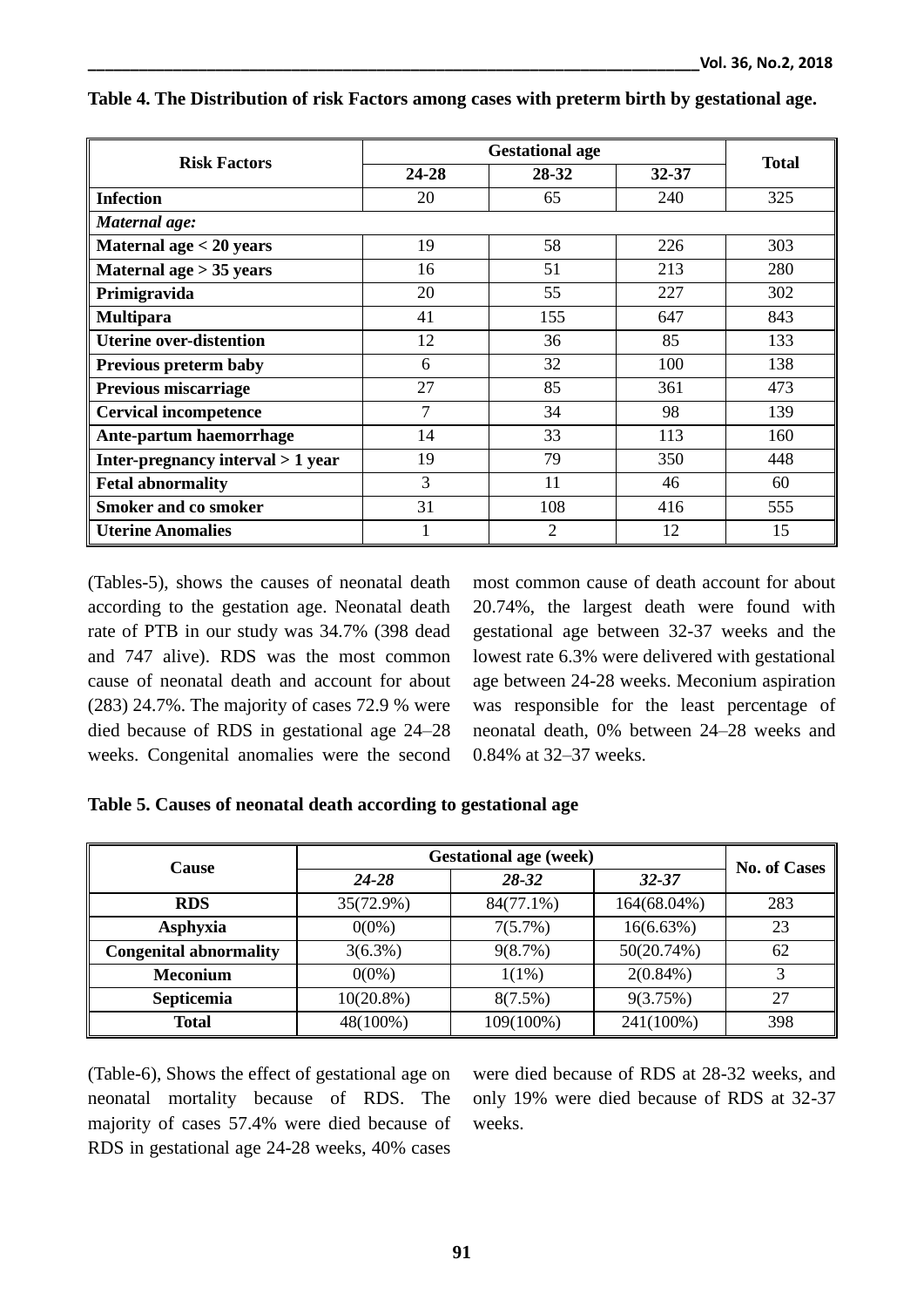**Table 4. The Distribution of risk Factors among cases with preterm birth by gestational age.**

| Risk Factors | Gestational age | | | Total |
|---|---|---|---|---|
| | 24-28 | 28-32 | 32-37 | |
| **Infection** | 20 | 65 | 240 | 325 |
| ***Maternal age:*** | | | | |
| **Maternal age < 20 years** | 19 | 58 | 226 | 303 |
| **Maternal age > 35 years** | 16 | 51 | 213 | 280 |
| **Primigravida** | 20 | 55 | 227 | 302 |
| **Multipara** | 41 | 155 | 647 | 843 |
| **Uterine over-distention** | 12 | 36 | 85 | 133 |
| **Previous preterm baby** | 6 | 32 | 100 | 138 |
| **Previous miscarriage** | 27 | 85 | 361 | 473 |
| **Cervical incompetence** | 7 | 34 | 98 | 139 |
| **Ante-partum haemorrhage** | 14 | 33 | 113 | 160 |
| **Inter-pregnancy interval > 1 year** | 19 | 79 | 350 | 448 |
| **Fetal abnormality** | 3 | 11 | 46 | 60 |
| **Smoker and co smoker** | 31 | 108 | 416 | 555 |
| **Uterine Anomalies** | 1 | 2 | 12 | 15 |

(Tables-5), shows the causes of neonatal death according to the gestation age. Neonatal death rate of PTB in our study was 34.7% (398 dead and 747 alive). RDS was the most common cause of neonatal death and account for about (283) 24.7%. The majority of cases 72.9 % were died because of RDS in gestational age 24–28 weeks. Congenital anomalies were the second most common cause of death account for about 20.74%, the largest death were found with gestational age between 32-37 weeks and the lowest rate 6.3% were delivered with gestational age between 24-28 weeks. Meconium aspiration was responsible for the least percentage of neonatal death, 0% between 24–28 weeks and 0.84% at 32–37 weeks.

**Table 5. Causes of neonatal death according to gestational age**

| Cause | Gestational age (week) | | | No. of Cases |
|---|---|---|---|---|
| | *24-28* | *28-32* | *32-37* | |
| **RDS** | 35(72.9%) | 84(77.1%) | 164(68.04%) | 283 |
| **Asphyxia** | 0(0%) | 7(5.7%) | 16(6.63%) | 23 |
| **Congenital abnormality** | 3(6.3%) | 9(8.7%) | 50(20.74%) | 62 |
| **Meconium** | 0(0%) | 1(1%) | 2(0.84%) | 3 |
| **Septicemia** | 10(20.8%) | 8(7.5%) | 9(3.75%) | 27 |
| **Total** | 48(100%) | 109(100%) | 241(100%) | 398 |

(Table-6), Shows the effect of gestational age on neonatal mortality because of RDS. The majority of cases 57.4% were died because of RDS in gestational age 24-28 weeks, 40% cases were died because of RDS at 28-32 weeks, and only 19% were died because of RDS at 32-37 weeks.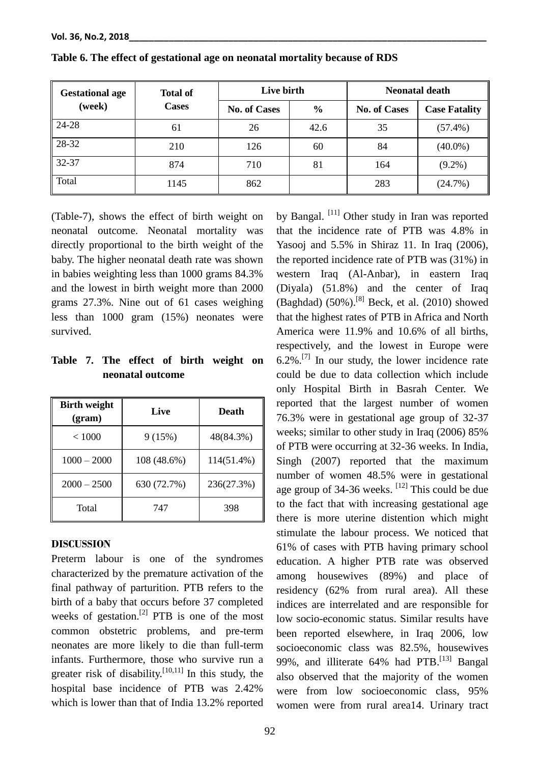**Table 6. The effect of gestational age on neonatal mortality because of RDS**

| Gestational age (week) | Total of Cases | Live birth | | Neonatal death | |
|---|---|---|---|---|---|
| | | No. of Cases | % | No. of Cases | Case Fatality |
| 24-28 | 61 | 26 | 42.6 | 35 | (57.4%) |
| 28-32 | 210 | 126 | 60 | 84 | (40.0%) |
| 32-37 | 874 | 710 | 81 | 164 | (9.2%) |
| Total | 1145 | 862 | | 283 | (24.7%) |

(Table-7), shows the effect of birth weight on neonatal outcome. Neonatal mortality was directly proportional to the birth weight of the baby. The higher neonatal death rate was shown in babies weighting less than 1000 grams 84.3% and the lowest in birth weight more than 2000 grams 27.3%. Nine out of 61 cases weighing less than 1000 gram (15%) neonates were survived.

**Table 7. The effect of birth weight on neonatal outcome**

| Birth weight (gram) | Live | Death |
|---|---|---|
| < 1000 | 9 (15%) | 48(84.3%) |
| 1000 – 2000 | 108 (48.6%) | 114(51.4%) |
| 2000 – 2500 | 630 (72.7%) | 236(27.3%) |
| Total | 747 | 398 |

## DISCUSSION

Preterm labour is one of the syndromes characterized by the premature activation of the final pathway of parturition. PTB refers to the birth of a baby that occurs before 37 completed weeks of gestation.[2] PTB is one of the most common obstetric problems, and pre-term neonates are more likely to die than full-term infants. Furthermore, those who survive run a greater risk of disability.[10,11] In this study, the hospital base incidence of PTB was 2.42% which is lower than that of India 13.2% reported by Bangal. [11] Other study in Iran was reported that the incidence rate of PTB was 4.8% in Yasooj and 5.5% in Shiraz 11. In Iraq (2006), the reported incidence rate of PTB was (31%) in western Iraq (Al-Anbar), in eastern Iraq (Diyala) (51.8%) and the center of Iraq (Baghdad) (50%).[8] Beck, et al. (2010) showed that the highest rates of PTB in Africa and North America were 11.9% and 10.6% of all births, respectively, and the lowest in Europe were 6.2%.[7] In our study, the lower incidence rate could be due to data collection which include only Hospital Birth in Basrah Center. We reported that the largest number of women 76.3% were in gestational age group of 32-37 weeks; similar to other study in Iraq (2006) 85% of PTB were occurring at 32-36 weeks. In India, Singh (2007) reported that the maximum number of women 48.5% were in gestational age group of 34-36 weeks. [12] This could be due to the fact that with increasing gestational age there is more uterine distention which might stimulate the labour process. We noticed that 61% of cases with PTB having primary school education. A higher PTB rate was observed among housewives (89%) and place of residency (62% from rural area). All these indices are interrelated and are responsible for low socio-economic status. Similar results have been reported elsewhere, in Iraq 2006, low socioeconomic class was 82.5%, housewives 99%, and illiterate 64% had PTB.[13] Bangal also observed that the majority of the women were from low socioeconomic class, 95% women were from rural area14. Urinary tract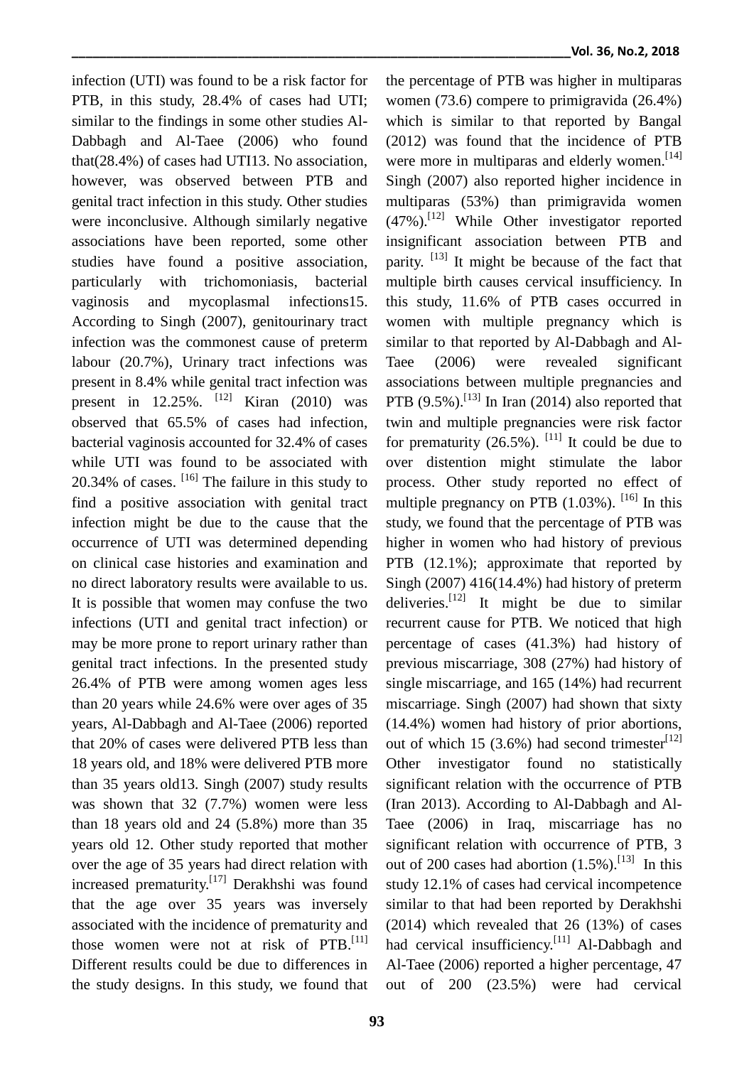infection (UTI) was found to be a risk factor for PTB, in this study, 28.4% of cases had UTI; similar to the findings in some other studies Al-Dabbagh and Al-Taee (2006) who found that(28.4%) of cases had UTI13. No association, however, was observed between PTB and genital tract infection in this study. Other studies were inconclusive. Although similarly negative associations have been reported, some other studies have found a positive association, particularly with trichomoniasis, bacterial vaginosis and mycoplasmal infections15. According to Singh (2007), genitourinary tract infection was the commonest cause of preterm labour (20.7%), Urinary tract infections was present in 8.4% while genital tract infection was present in 12.25%. [12] Kiran (2010) was observed that 65.5% of cases had infection, bacterial vaginosis accounted for 32.4% of cases while UTI was found to be associated with 20.34% of cases. [16] The failure in this study to find a positive association with genital tract infection might be due to the cause that the occurrence of UTI was determined depending on clinical case histories and examination and no direct laboratory results were available to us. It is possible that women may confuse the two infections (UTI and genital tract infection) or may be more prone to report urinary rather than genital tract infections. In the presented study 26.4% of PTB were among women ages less than 20 years while 24.6% were over ages of 35 years, Al-Dabbagh and Al-Taee (2006) reported that 20% of cases were delivered PTB less than 18 years old, and 18% were delivered PTB more than 35 years old13. Singh (2007) study results was shown that 32 (7.7%) women were less than 18 years old and 24 (5.8%) more than 35 years old 12. Other study reported that mother over the age of 35 years had direct relation with increased prematurity.[17] Derakhshi was found that the age over 35 years was inversely associated with the incidence of prematurity and those women were not at risk of PTB.[11] Different results could be due to differences in the study designs. In this study, we found that the percentage of PTB was higher in multiparas women (73.6) compere to primigravida (26.4%) which is similar to that reported by Bangal (2012) was found that the incidence of PTB were more in multiparas and elderly women.[14] Singh (2007) also reported higher incidence in multiparas (53%) than primigravida women (47%).[12] While Other investigator reported insignificant association between PTB and parity. [13] It might be because of the fact that multiple birth causes cervical insufficiency. In this study, 11.6% of PTB cases occurred in women with multiple pregnancy which is similar to that reported by Al-Dabbagh and Al-Taee (2006) were revealed significant associations between multiple pregnancies and PTB (9.5%).[13] In Iran (2014) also reported that twin and multiple pregnancies were risk factor for prematurity (26.5%). [11] It could be due to over distention might stimulate the labor process. Other study reported no effect of multiple pregnancy on PTB (1.03%). [16] In this study, we found that the percentage of PTB was higher in women who had history of previous PTB (12.1%); approximate that reported by Singh (2007) 416(14.4%) had history of preterm deliveries.[12] It might be due to similar recurrent cause for PTB. We noticed that high percentage of cases (41.3%) had history of previous miscarriage, 308 (27%) had history of single miscarriage, and 165 (14%) had recurrent miscarriage. Singh (2007) had shown that sixty (14.4%) women had history of prior abortions, out of which 15 (3.6%) had second trimester[12] Other investigator found no statistically significant relation with the occurrence of PTB (Iran 2013). According to Al-Dabbagh and Al-Taee (2006) in Iraq, miscarriage has no significant relation with occurrence of PTB, 3 out of 200 cases had abortion (1.5%).[13] In this study 12.1% of cases had cervical incompetence similar to that had been reported by Derakhshi (2014) which revealed that 26 (13%) of cases had cervical insufficiency.[11] Al-Dabbagh and Al-Taee (2006) reported a higher percentage, 47 out of 200 (23.5%) were had cervical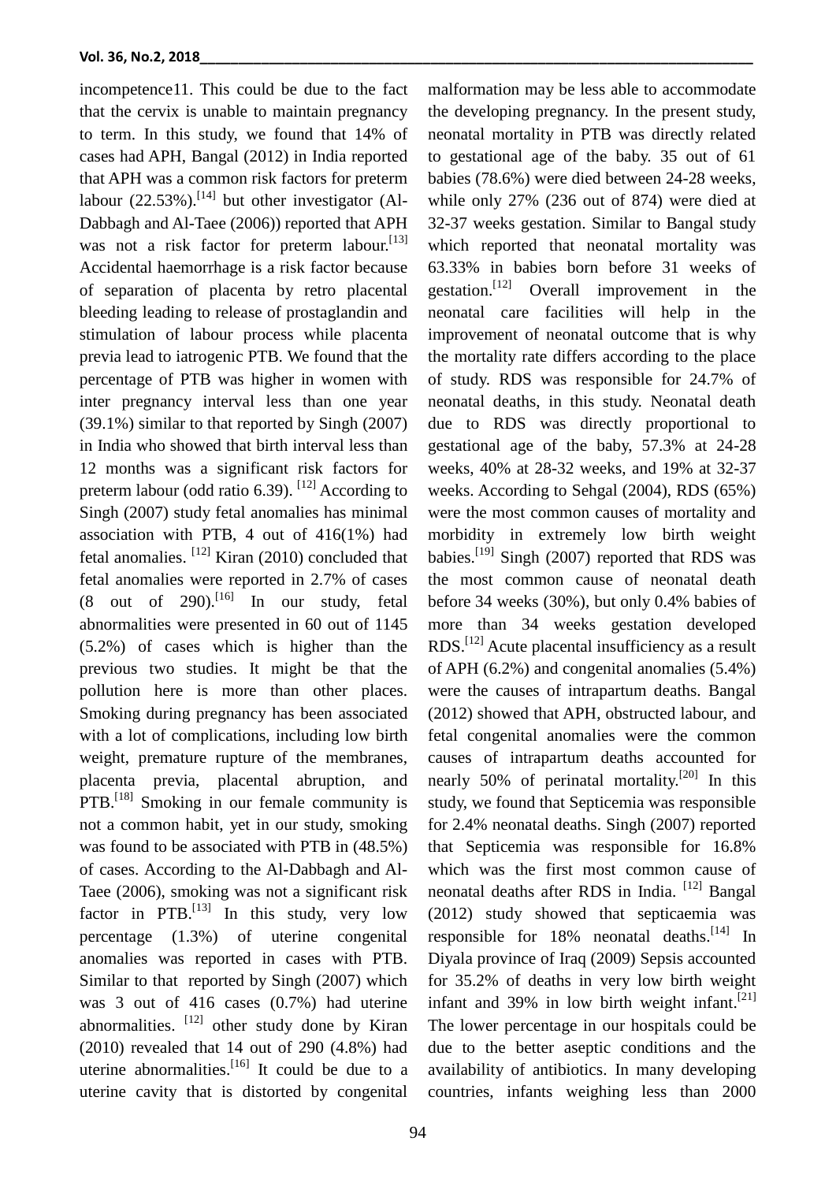incompetence11. This could be due to the fact that the cervix is unable to maintain pregnancy to term. In this study, we found that 14% of cases had APH, Bangal (2012) in India reported that APH was a common risk factors for preterm labour (22.53%).[14] but other investigator (Al-Dabbagh and Al-Taee (2006)) reported that APH was not a risk factor for preterm labour.[13] Accidental haemorrhage is a risk factor because of separation of placenta by retro placental bleeding leading to release of prostaglandin and stimulation of labour process while placenta previa lead to iatrogenic PTB. We found that the percentage of PTB was higher in women with inter pregnancy interval less than one year (39.1%) similar to that reported by Singh (2007) in India who showed that birth interval less than 12 months was a significant risk factors for preterm labour (odd ratio 6.39). [12] According to Singh (2007) study fetal anomalies has minimal association with PTB, 4 out of 416(1%) had fetal anomalies. [12] Kiran (2010) concluded that fetal anomalies were reported in 2.7% of cases (8 out of 290).[16] In our study, fetal abnormalities were presented in 60 out of 1145 (5.2%) of cases which is higher than the previous two studies. It might be that the pollution here is more than other places. Smoking during pregnancy has been associated with a lot of complications, including low birth weight, premature rupture of the membranes, placenta previa, placental abruption, and PTB.[18] Smoking in our female community is not a common habit, yet in our study, smoking was found to be associated with PTB in (48.5%) of cases. According to the Al-Dabbagh and Al-Taee (2006), smoking was not a significant risk factor in PTB.[13] In this study, very low percentage (1.3%) of uterine congenital anomalies was reported in cases with PTB. Similar to that reported by Singh (2007) which was 3 out of 416 cases (0.7%) had uterine abnormalities. [12] other study done by Kiran (2010) revealed that 14 out of 290 (4.8%) had uterine abnormalities.[16] It could be due to a uterine cavity that is distorted by congenital malformation may be less able to accommodate the developing pregnancy. In the present study, neonatal mortality in PTB was directly related to gestational age of the baby. 35 out of 61 babies (78.6%) were died between 24-28 weeks, while only 27% (236 out of 874) were died at 32-37 weeks gestation. Similar to Bangal study which reported that neonatal mortality was 63.33% in babies born before 31 weeks of gestation.[12] Overall improvement in the neonatal care facilities will help in the improvement of neonatal outcome that is why the mortality rate differs according to the place of study. RDS was responsible for 24.7% of neonatal deaths, in this study. Neonatal death due to RDS was directly proportional to gestational age of the baby, 57.3% at 24-28 weeks, 40% at 28-32 weeks, and 19% at 32-37 weeks. According to Sehgal (2004), RDS (65%) were the most common causes of mortality and morbidity in extremely low birth weight babies.[19] Singh (2007) reported that RDS was the most common cause of neonatal death before 34 weeks (30%), but only 0.4% babies of more than 34 weeks gestation developed RDS.[12] Acute placental insufficiency as a result of APH (6.2%) and congenital anomalies (5.4%) were the causes of intrapartum deaths. Bangal (2012) showed that APH, obstructed labour, and fetal congenital anomalies were the common causes of intrapartum deaths accounted for nearly 50% of perinatal mortality.[20] In this study, we found that Septicemia was responsible for 2.4% neonatal deaths. Singh (2007) reported that Septicemia was responsible for 16.8% which was the first most common cause of neonatal deaths after RDS in India. [12] Bangal (2012) study showed that septicaemia was responsible for 18% neonatal deaths.[14] In Diyala province of Iraq (2009) Sepsis accounted for 35.2% of deaths in very low birth weight infant and 39% in low birth weight infant.[21] The lower percentage in our hospitals could be due to the better aseptic conditions and the availability of antibiotics. In many developing countries, infants weighing less than 2000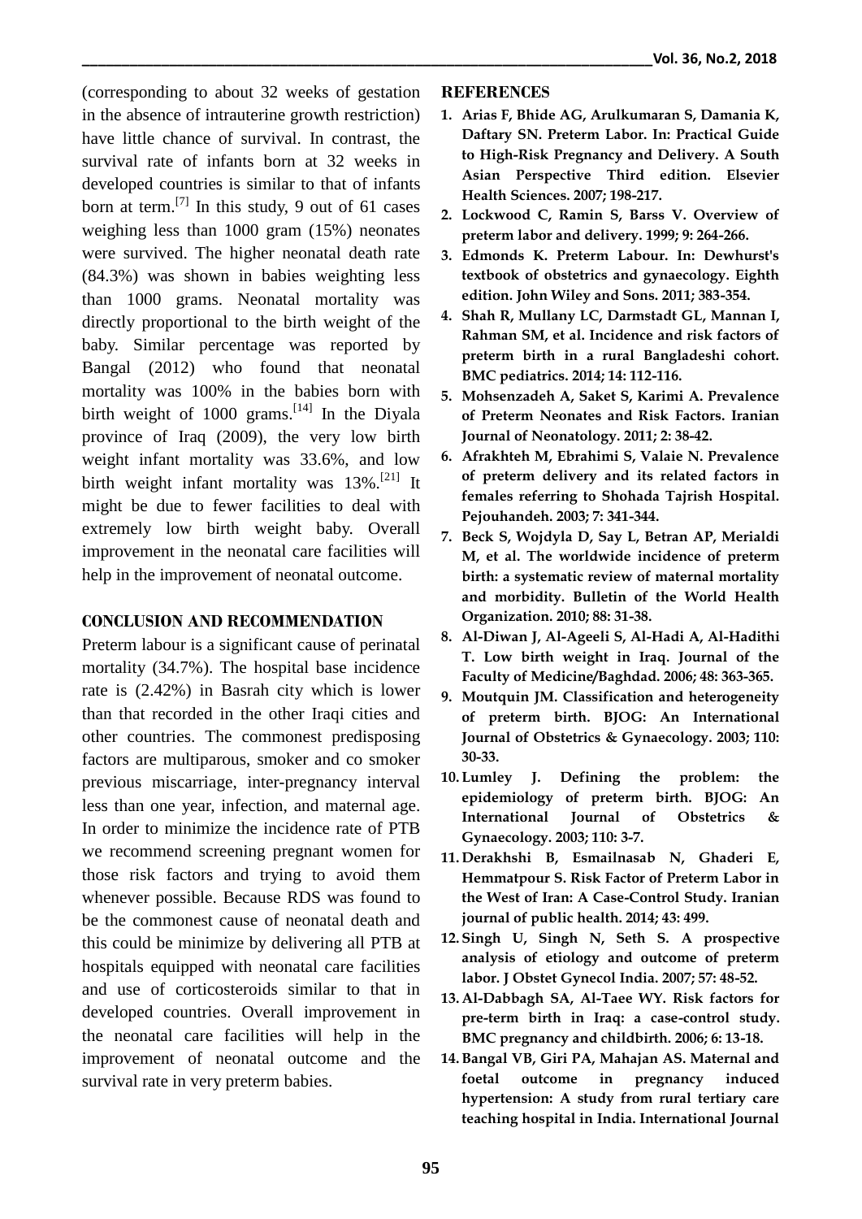(corresponding to about 32 weeks of gestation in the absence of intrauterine growth restriction) have little chance of survival. In contrast, the survival rate of infants born at 32 weeks in developed countries is similar to that of infants born at term.[7] In this study, 9 out of 61 cases weighing less than 1000 gram (15%) neonates were survived. The higher neonatal death rate (84.3%) was shown in babies weighting less than 1000 grams. Neonatal mortality was directly proportional to the birth weight of the baby. Similar percentage was reported by Bangal (2012) who found that neonatal mortality was 100% in the babies born with birth weight of 1000 grams.[14] In the Diyala province of Iraq (2009), the very low birth weight infant mortality was 33.6%, and low birth weight infant mortality was 13%.[21] It might be due to fewer facilities to deal with extremely low birth weight baby. Overall improvement in the neonatal care facilities will help in the improvement of neonatal outcome.

## CONCLUSION AND RECOMMENDATION

Preterm labour is a significant cause of perinatal mortality (34.7%). The hospital base incidence rate is (2.42%) in Basrah city which is lower than that recorded in the other Iraqi cities and other countries. The commonest predisposing factors are multiparous, smoker and co smoker previous miscarriage, inter-pregnancy interval less than one year, infection, and maternal age. In order to minimize the incidence rate of PTB we recommend screening pregnant women for those risk factors and trying to avoid them whenever possible. Because RDS was found to be the commonest cause of neonatal death and this could be minimize by delivering all PTB at hospitals equipped with neonatal care facilities and use of corticosteroids similar to that in developed countries. Overall improvement in the neonatal care facilities will help in the improvement of neonatal outcome and the survival rate in very preterm babies.

## REFERENCES

1. Arias F, Bhide AG, Arulkumaran S, Damania K, Daftary SN. Preterm Labor. In: Practical Guide to High-Risk Pregnancy and Delivery. A South Asian Perspective Third edition. Elsevier Health Sciences. 2007; 198-217.
2. Lockwood C, Ramin S, Barss V. Overview of preterm labor and delivery. 1999; 9: 264-266.
3. Edmonds K. Preterm Labour. In: Dewhurst's textbook of obstetrics and gynaecology. Eighth edition. John Wiley and Sons. 2011; 383-354.
4. Shah R, Mullany LC, Darmstadt GL, Mannan I, Rahman SM, et al. Incidence and risk factors of preterm birth in a rural Bangladeshi cohort. BMC pediatrics. 2014; 14: 112-116.
5. Mohsenzadeh A, Saket S, Karimi A. Prevalence of Preterm Neonates and Risk Factors. Iranian Journal of Neonatology. 2011; 2: 38-42.
6. Afrakhteh M, Ebrahimi S, Valaie N. Prevalence of preterm delivery and its related factors in females referring to Shohada Tajrish Hospital. Pejouhandeh. 2003; 7: 341-344.
7. Beck S, Wojdyla D, Say L, Betran AP, Merialdi M, et al. The worldwide incidence of preterm birth: a systematic review of maternal mortality and morbidity. Bulletin of the World Health Organization. 2010; 88: 31-38.
8. Al-Diwan J, Al-Ageeli S, Al-Hadi A, Al-Hadithi T. Low birth weight in Iraq. Journal of the Faculty of Medicine/Baghdad. 2006; 48: 363-365.
9. Moutquin JM. Classification and heterogeneity of preterm birth. BJOG: An International Journal of Obstetrics & Gynaecology. 2003; 110: 30-33.
10. Lumley J. Defining the problem: the epidemiology of preterm birth. BJOG: An International Journal of Obstetrics & Gynaecology. 2003; 110: 3-7.
11. Derakhshi B, Esmailnasab N, Ghaderi E, Hemmatpour S. Risk Factor of Preterm Labor in the West of Iran: A Case-Control Study. Iranian journal of public health. 2014; 43: 499.
12. Singh U, Singh N, Seth S. A prospective analysis of etiology and outcome of preterm labor. J Obstet Gynecol India. 2007; 57: 48-52.
13. Al-Dabbagh SA, Al-Taee WY. Risk factors for pre-term birth in Iraq: a case-control study. BMC pregnancy and childbirth. 2006; 6: 13-18.
14. Bangal VB, Giri PA, Mahajan AS. Maternal and foetal outcome in pregnancy induced hypertension: A study from rural tertiary care teaching hospital in India. International Journal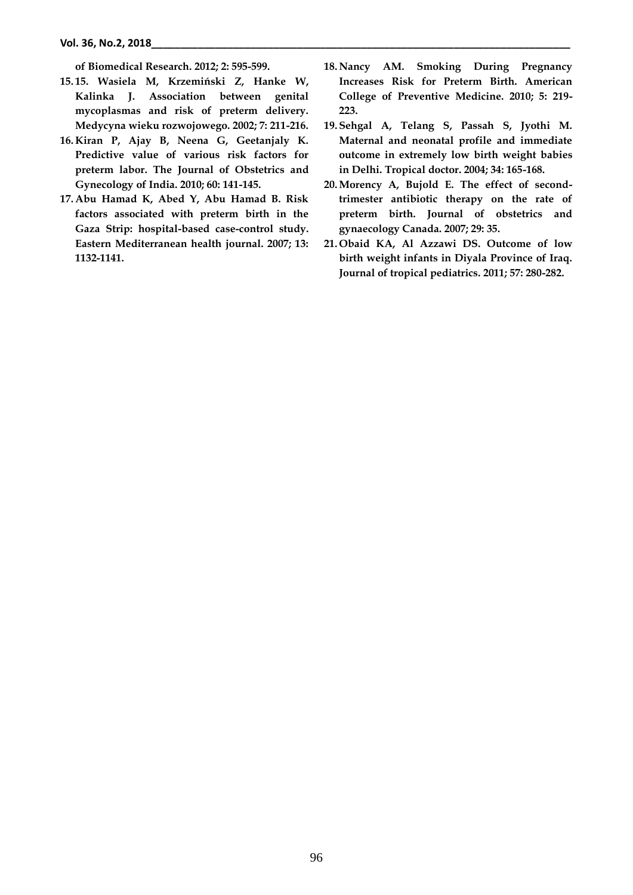**of Biomedical Research. 2012; 2: 595-599.**

15. **15. Wasiela M, Krzemiński Z, Hanke W, Kalinka J. Association between genital mycoplasmas and risk of preterm delivery. Medycyna wieku rozwojowego. 2002; 7: 211-216.**
16. **Kiran P, Ajay B, Neena G, Geetanjaly K. Predictive value of various risk factors for preterm labor. The Journal of Obstetrics and Gynecology of India. 2010; 60: 141-145.**
17. **Abu Hamad K, Abed Y, Abu Hamad B. Risk factors associated with preterm birth in the Gaza Strip: hospital-based case-control study. Eastern Mediterranean health journal. 2007; 13: 1132-1141.**
18. **Nancy AM. Smoking During Pregnancy Increases Risk for Preterm Birth. American College of Preventive Medicine. 2010; 5: 219-223.**
19. **Sehgal A, Telang S, Passah S, Jyothi M. Maternal and neonatal profile and immediate outcome in extremely low birth weight babies in Delhi. Tropical doctor. 2004; 34: 165-168.**
20. **Morency A, Bujold E. The effect of second-trimester antibiotic therapy on the rate of preterm birth. Journal of obstetrics and gynaecology Canada. 2007; 29: 35.**
21. **Obaid KA, Al Azzawi DS. Outcome of low birth weight infants in Diyala Province of Iraq. Journal of tropical pediatrics. 2011; 57: 280-282.**